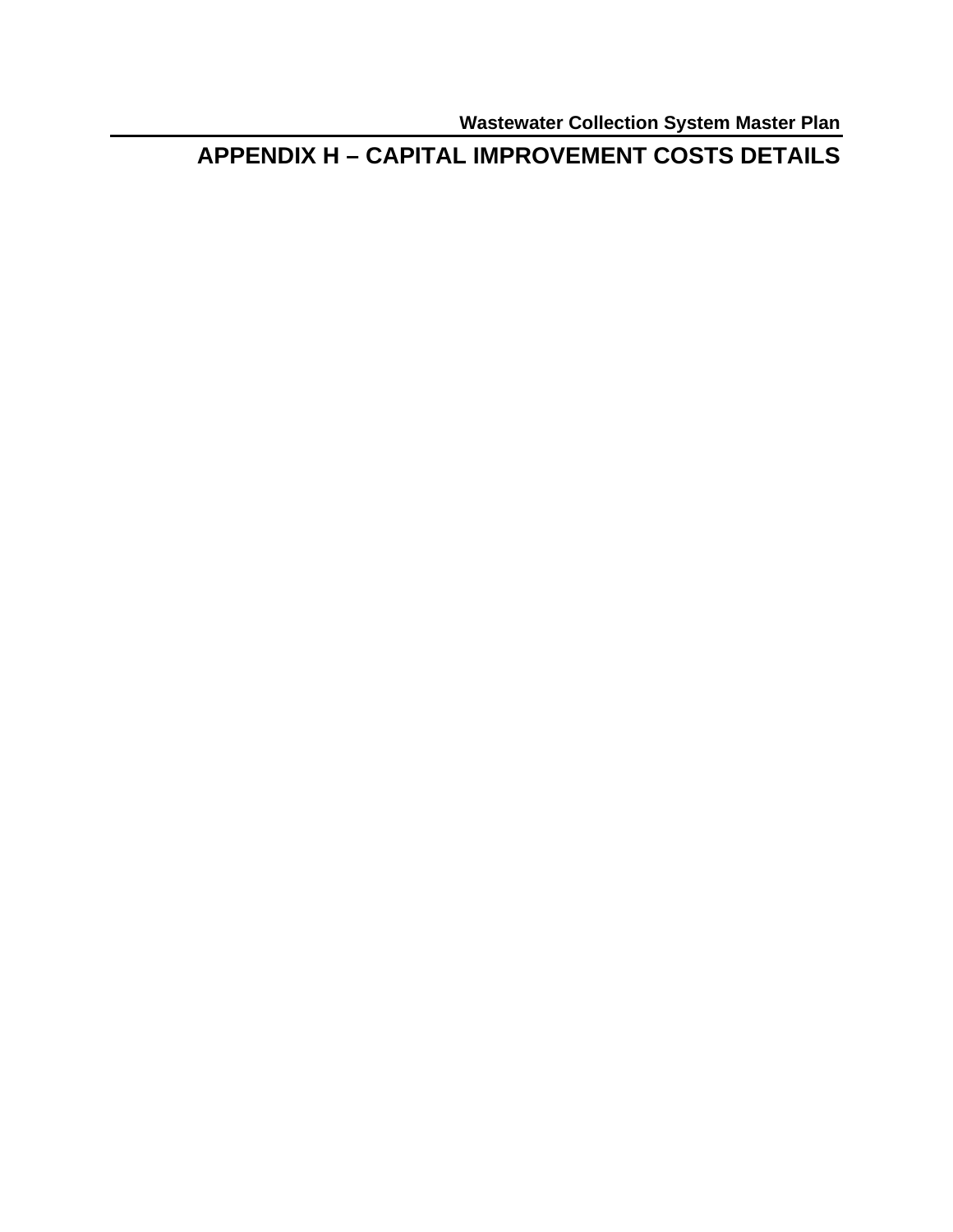# APPENDIX H – CAPITAL IMPROVEMENT COSTS DETAILS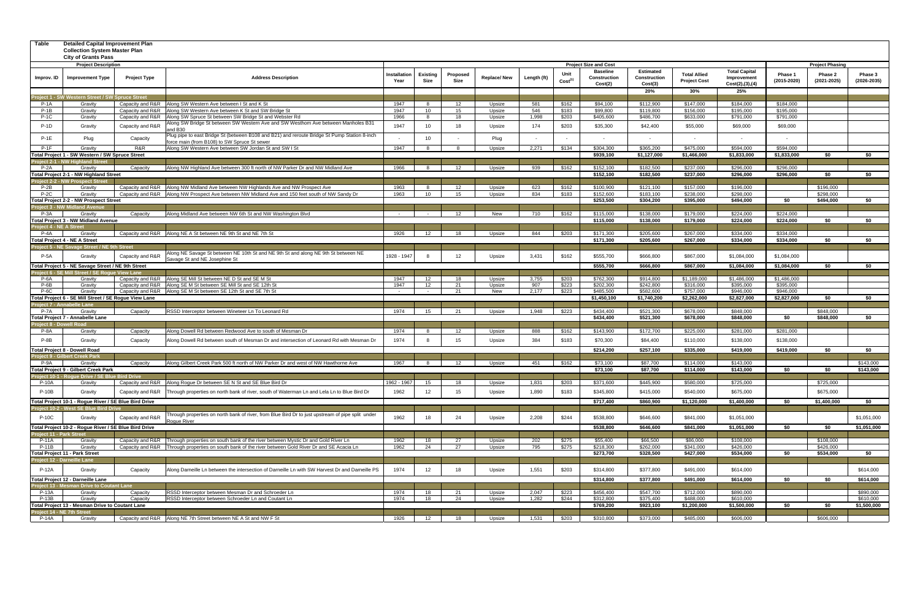**Table** **Detailed Capital Improvement Plan**
**Collection System Master Plan**
**City of Grants Pass**

| Project Description | | | | Project Size and Cost | | | | | | | | | | | Project Phasing | | |
|---|---|---|---|---|---|---|---|---|---|---|---|---|---|---|---|---|---|
| Improv. ID | Improvement Type | Project Type | Address Description | Installation Year | Existing Size | Proposed Size | Replace/ New | Length (ft) | Unit Cost(1) | Baseline Construction Cost(2) | Estimated Construction Cost(3) | Total Allied Project Cost | Total Capital Improvement Cost(2),(3),(4) | Phase 1 (2015-2020) | Phase 2 (2021-2025) | Phase 3 (2026-2035) |
| | | | | | | | | | | | 20% | 30% | 25% | | | |
| **Project 1 - SW Western Street / SW Spruce Street** | | | | | | | | | | | | | | | | |
| P-1A | Gravity | Capacity and R&R | Along SW Western Ave between I St and K St | 1947 | 8 | 12 | Upsize | 581 | $162 | $94,100 | $112,900 | $147,000 | $184,000 | $184,000 | | |
| P-1B | Gravity | Capacity and R&R | Along SW Western Ave between K St and SW Bridge St | 1947 | 10 | 15 | Upsize | 546 | $183 | $99,800 | $119,800 | $156,000 | $195,000 | $195,000 | | |
| P-1C | Gravity | Capacity and R&R | Along SW Spruce St between SW Bridge St and Webster Rd | 1966 | 8 | 18 | Upsize | 1,998 | $203 | $405,600 | $486,700 | $633,000 | $791,000 | $791,000 | | |
| P-1D | Gravity | Capacity and R&R | Along SW Bridge St between SW Western Ave and SW Westhom Ave between Manholes B31 and B30 | 1947 | 10 | 18 | Upsize | 174 | $203 | $35,300 | $42,400 | $55,000 | $69,000 | $69,000 | | |
| P-1E | Plug | Capacity | Plug pipe to east Bridge St (between B108 and B21) and reroute Bridge St Pump Station 8-inch force main (from B108) to SW Spruce St sewer | - | 10 | - | Plug | - | - | - | - | - | - | - | | |
| P-1F | Gravity | R&R | Along SW Western Ave between SW Jordan St and SW I St | 1947 | 8 | 8 | Upsize | 2,271 | $134 | $304,300 | $365,200 | $475,000 | $594,000 | $594,000 | | |
| **Total Project 1 - SW Western / SW Spruce Street** | | | | | | | | | | **$939,100** | **$1,127,000** | **$1,466,000** | **$1,833,000** | **$1,833,000** | **$0** | **$0** |
| **Project 2-1 - NW Highland Street** | | | | | | | | | | | | | | | | |
| P-2A | Gravity | Capacity | Along NW Highland Ave between 300 ft north of NW Parker Dr and NW Midland Ave | 1966 | 8 | 12 | Upsize | 939 | $162 | $152,100 | $182,500 | $237,000 | $296,000 | $296,000 | | |
| **Total Project 2-1 - NW Highland Street** | | | | | | | | | | **$152,100** | **$182,500** | **$237,000** | **$296,000** | **$296,000** | **$0** | **$0** |
| **Project 2-2 - NW Prospect Street** | | | | | | | | | | | | | | | | |
| P-2B | Gravity | Capacity and R&R | Along NW Midland Ave between NW Highlands Ave and NW Prospect Ave | 1963 | 8 | 12 | Upsize | 623 | $162 | $100,900 | $121,100 | $157,000 | $196,000 | | $196,000 | |
| P-2C | Gravity | Capacity and R&R | Along NW Prospect Ave between NW Midland Ave and 150 feet south of NW Sandy Dr | 1963 | 10 | 15 | Upsize | 834 | $183 | $152,600 | $183,100 | $238,000 | $298,000 | | $298,000 | |
| **Total Project 2-2 - NW Prospect Street** | | | | | | | | | | **$253,500** | **$304,200** | **$395,000** | **$494,000** | **$0** | **$494,000** | **$0** |
| **Project 3 - NW Midland Avenue** | | | | | | | | | | | | | | | | |
| P-3A | Gravity | Capacity | Along Midland Ave between NW 6th St and NW Washington Blvd | - | - | 12 | New | 710 | $162 | $115,000 | $138,000 | $179,000 | $224,000 | $224,000 | | |
| **Total Project 3 - NW Midland Avenue** | | | | | | | | | | **$115,000** | **$138,000** | **$179,000** | **$224,000** | **$224,000** | **$0** | **$0** |
| **Project 4 - NE A Street** | | | | | | | | | | | | | | | | |
| P-4A | Gravity | Capacity and R&R | Along NE A St between NE 9th St and NE 7th St | 1926 | 12 | 18 | Upsize | 844 | $203 | $171,300 | $205,600 | $267,000 | $334,000 | $334,000 | | |
| **Total Project 4 - NE A Street** | | | | | | | | | | **$171,300** | **$205,600** | **$267,000** | **$334,000** | **$334,000** | **$0** | **$0** |
| **Project 5 - NE Savage Street / NE 9th Street** | | | | | | | | | | | | | | | | |
| P-5A | Gravity | Capacity and R&R | Along NE Savage St between NE 10th St and NE 9th St and along NE 9th St between NE Savage St and NE Josephine St | 1928 - 1947 | 8 | 12 | Upsize | 3,431 | $162 | $555,700 | $666,800 | $867,000 | $1,084,000 | $1,084,000 | | |
| **Total Project 5 - NE Savage Street / NE 9th Street** | | | | | | | | | | **$555,700** | **$666,800** | **$867,000** | **$1,084,000** | **$1,084,000** | **$0** | **$0** |
| **Project 6 - SE Mill Street / SE Rogue View Lane** | | | | | | | | | | | | | | | | |
| P-6A | Gravity | Capacity and R&R | Along SE Mill St between NE D St and SE M St | 1947 | 12 | 18 | Upsize | 3,755 | $203 | $762,300 | $914,800 | $1,189,000 | $1,486,000 | $1,486,000 | | |
| P-6B | Gravity | Capacity and R&R | Along SE M St between SE Mill St and SE 12th St | 1947 | 12 | 21 | Upsize | 907 | $223 | $202,300 | $242,800 | $316,000 | $395,000 | $395,000 | | |
| P-6C | Gravity | Capacity and R&R | Along SE M St between SE 12th St and SE 7th St | - | - | 21 | New | 2,177 | $223 | $485,500 | $582,600 | $757,000 | $946,000 | $946,000 | | |
| **Total Project 6 - SE Mill Street / SE Rogue View Lane** | | | | | | | | | | **$1,450,100** | **$1,740,200** | **$2,262,000** | **$2,827,000** | **$2,827,000** | **$0** | **$0** |
| **Project 7 - Annabelle Lane** | | | | | | | | | | | | | | | | |
| P-7A | Gravity | Capacity | RSSD Interceptor between Wineteer Ln To Leonard Rd | 1974 | 15 | 21 | Upsize | 1,948 | $223 | $434,400 | $521,300 | $678,000 | $848,000 | | $848,000 | |
| **Total Project 7 - Annabelle Lane** | | | | | | | | | | **$434,400** | **$521,300** | **$678,000** | **$848,000** | **$0** | **$848,000** | **$0** |
| **Project 8 - Dowell Road** | | | | | | | | | | | | | | | | |
| P-8A | Gravity | Capacity | Along Dowell Rd between Redwood Ave to south of Mesman Dr | 1974 | 8 | 12 | Upsize | 888 | $162 | $143,900 | $172,700 | $225,000 | $281,000 | $281,000 | | |
| P-8B | Gravity | Capacity | Along Dowell Rd between south of Mesman Dr and intersection of Leonard Rd with Mesman Dr | 1974 | 8 | 15 | Upsize | 384 | $183 | $70,300 | $84,400 | $110,000 | $138,000 | $138,000 | | |
| **Total Project 8 - Dowell Road** | | | | | | | | | | **$214,200** | **$257,100** | **$335,000** | **$419,000** | **$419,000** | **$0** | **$0** |
| **Project 9 - Gilbert Creek Park** | | | | | | | | | | | | | | | | |
| P-9A | Gravity | Capacity | Along Gilbert Creek Park 500 ft north of NW Parker Dr and west of NW Hawthorne Ave | 1967 | 8 | 12 | Upsize | 451 | $162 | $73,100 | $87,700 | $114,000 | $143,000 | | | $143,000 |
| **Total Project 9 - Gilbert Creek Park** | | | | | | | | | | **$73,100** | **$87,700** | **$114,000** | **$143,000** | **$0** | **$0** | **$143,000** |
| **Project 10-1 - Rogue Drive / SE Blue Bird Drive** | | | | | | | | | | | | | | | | |
| P-10A | Gravity | Capacity and R&R | Along Rogue Dr between SE N St and SE Blue Bird Dr | 1962 - 1967 | 15 | 18 | Upsize | 1,831 | $203 | $371,600 | $445,900 | $580,000 | $725,000 | | $725,000 | |
| P-10B | Gravity | Capacity and R&R | Through properties on north bank of river, south of Waterman Ln and Lela Ln to Blue Bird Dr | 1962 | 12 | 15 | Upsize | 1,890 | $183 | $345,800 | $415,000 | $540,000 | $675,000 | | $675,000 | |
| **Total Project 10-1 - Rogue River / SE Blue Bird Drive** | | | | | | | | | | **$717,400** | **$860,900** | **$1,120,000** | **$1,400,000** | **$0** | **$1,400,000** | **$0** |
| **Project 10-2 - West SE Blue Bird Drive** | | | | | | | | | | | | | | | | |
| P-10C | Gravity | Capacity and R&R | Through properties on north bank of river, from Blue Bird Dr to just upstream of pipe split under Rogue River | 1962 | 18 | 24 | Upsize | 2,208 | $244 | $538,800 | $646,600 | $841,000 | $1,051,000 | | | $1,051,000 |
| **Total Project 10-2 - Rogue River / SE Blue Bird Drive** | | | | | | | | | | **$538,800** | **$646,600** | **$841,000** | **$1,051,000** | **$0** | **$0** | **$1,051,000** |
| **Project 11 - Park Street** | | | | | | | | | | | | | | | | |
| P-11A | Gravity | Capacity and R&R | Through properties on south bank of the river between Mystic Dr and Gold River Ln | 1962 | 18 | 27 | Upsize | 202 | $275 | $55,400 | $66,500 | $86,000 | $108,000 | | $108,000 | |
| P-11B | Gravity | Capacity and R&R | Through properties on south bank of the river between Gold River Dr and SE Acacia Ln | 1962 | 24 | 27 | Upsize | 795 | $275 | $218,300 | $262,000 | $341,000 | $426,000 | | $426,000 | |
| **Total Project 11 - Park Street** | | | | | | | | | | **$273,700** | **$328,500** | **$427,000** | **$534,000** | **$0** | **$534,000** | **$0** |
| **Project 12 - Darneille Lane** | | | | | | | | | | | | | | | | |
| P-12A | Gravity | Capacity | Along Darneille Ln between the intersection of Darneille Ln with SW Harvest Dr and Darneille PS | 1974 | 12 | 18 | Upsize | 1,551 | $203 | $314,800 | $377,800 | $491,000 | $614,000 | | | $614,000 |
| **Total Project 12 - Darneille Lane** | | | | | | | | | | **$314,800** | **$377,800** | **$491,000** | **$614,000** | **$0** | **$0** | **$614,000** |
| **Project 13 - Mesman Drive to Coutant Lane** | | | | | | | | | | | | | | | | |
| P-13A | Gravity | Capacity | RSSD Interceptor between Mesman Dr and Schroeder Ln | 1974 | 18 | 21 | Upsize | 2,047 | $223 | $456,400 | $547,700 | $712,000 | $890,000 | | | $890,000 |
| P-13B | Gravity | Capacity | RSSD Interceptor between Schroeder Ln and Coutant Ln | 1974 | 18 | 24 | Upsize | 1,282 | $244 | $312,800 | $375,400 | $488,000 | $610,000 | | | $610,000 |
| **Total Project 13 - Mesman Drive to Coutant Lane** | | | | | | | | | | **$769,200** | **$923,100** | **$1,200,000** | **$1,500,000** | **$0** | **$0** | **$1,500,000** |
| **Project 14 - NE 7th Street** | | | | | | | | | | | | | | | | |
| P-14A | Gravity | Capacity and R&R | Along NE 7th Street between NE A St and NW F St | 1926 | 12 | 18 | Upsize | 1,531 | $203 | $310,800 | $373,000 | $485,000 | $606,000 | | $606,000 | |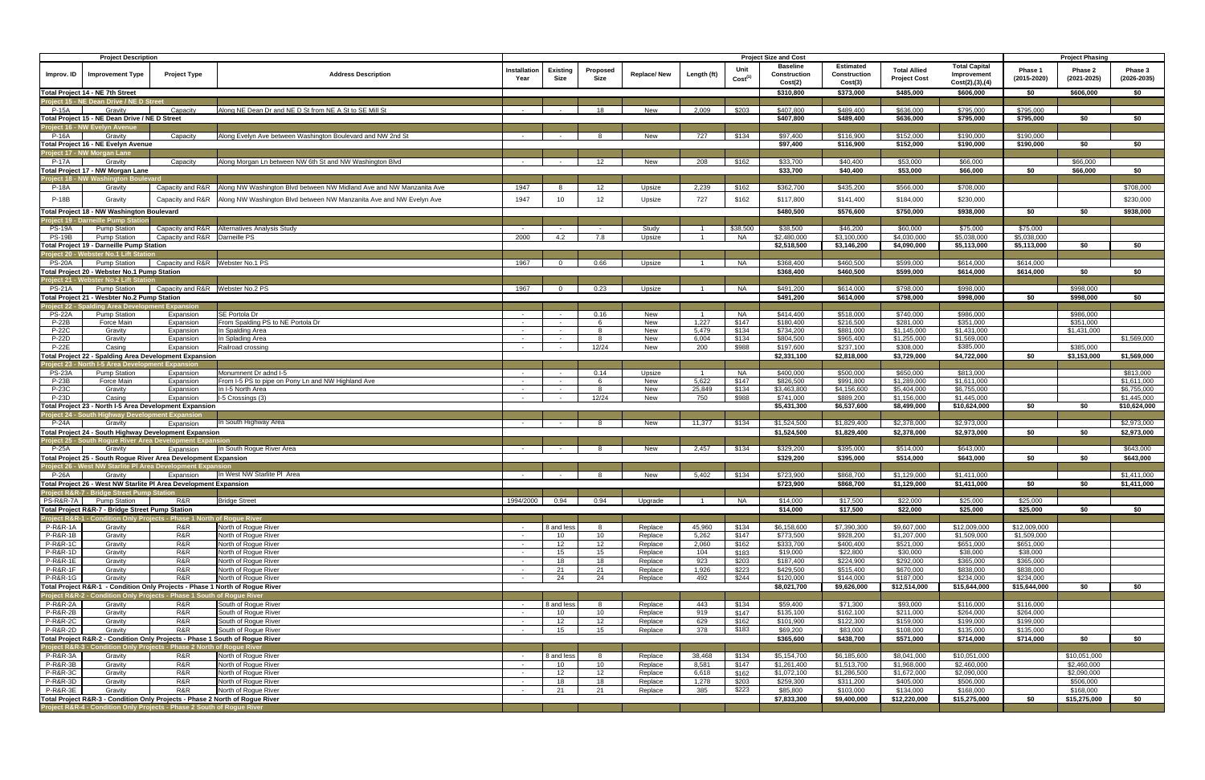| Project Description | | | | Project Size and Cost | | | | | | | | | | | Project Phasing | | |
|---|---|---|---|---|---|---|---|---|---|---|---|---|---|---|---|---|---|
| Improv. ID | Improvement Type | Project Type | Address Description | Installation Year | Existing Size | Proposed Size | Replace/ New | Length (ft) | Unit Cost(1) | Baseline Construction Cost(2) | Estimated Construction Cost(3) | Total Allied Project Cost | Total Capital Improvement Cost(2),(3),(4) | Phase 1 (2015-2020) | Phase 2 (2021-2025) | Phase 3 (2026-2035) |
| **Total Project 14 - NE 7th Street** | | | | | | | | | | $310,800 | $373,000 | $485,000 | $606,000 | $0 | $606,000 | $0 |
| **Project 15 - NE Dean Drive / NE D Street** | | | | | | | | | | | | | | | | |
| P-15A | Gravity | Capacity | Along NE Dean Dr and NE D St from NE A St to SE Mill St | - | - | 18 | New | 2,009 | $203 | $407,800 | $489,400 | $636,000 | $795,000 | $795,000 | | |
| **Total Project 15 - NE Dean Drive / NE D Street** | | | | | | | | | | $407,800 | $489,400 | $636,000 | $795,000 | $795,000 | $0 | $0 |
| **Project 16 - NW Evelyn Avenue** | | | | | | | | | | | | | | | | |
| P-16A | Gravity | Capacity | Along Evelyn Ave between Washington Boulevard and NW 2nd St | - | - | 8 | New | 727 | $134 | $97,400 | $116,900 | $152,000 | $190,000 | $190,000 | | |
| **Total Project 16 - NE Evelyn Avenue** | | | | | | | | | | $97,400 | $116,900 | $152,000 | $190,000 | $190,000 | $0 | $0 |
| **Project 17 - NW Morgan Lane** | | | | | | | | | | | | | | | | |
| P-17A | Gravity | Capacity | Along Morgan Ln between NW 6th St and NW Washington Blvd | - | - | 12 | New | 208 | $162 | $33,700 | $40,400 | $53,000 | $66,000 | | $66,000 | |
| **Total Project 17 - NW Morgan Lane** | | | | | | | | | | $33,700 | $40,400 | $53,000 | $66,000 | $0 | $66,000 | $0 |
| **Project 18 - NW Washington Boulevard** | | | | | | | | | | | | | | | | |
| P-18A | Gravity | Capacity and R&R | Along NW Washington Blvd between NW Midland Ave and NW Manzanita Ave | 1947 | 8 | 12 | Upsize | 2,239 | $162 | $362,700 | $435,200 | $566,000 | $708,000 | | | $708,000 |
| P-18B | Gravity | Capacity and R&R | Along NW Washington Blvd between NW Manzanita Ave and NW Evelyn Ave | 1947 | 10 | 12 | Upsize | 727 | $162 | $117,800 | $141,400 | $184,000 | $230,000 | | | $230,000 |
| **Total Project 18 - NW Washington Boulevard** | | | | | | | | | | $480,500 | $576,600 | $750,000 | $938,000 | $0 | $0 | $938,000 |
| **Project 19 - Darneille Pump Station** | | | | | | | | | | | | | | | | |
| PS-19A | Pump Station | Capacity and R&R | Alternatives Analysis Study | - | - | - | Study | 1 | $38,500 | $38,500 | $46,200 | $60,000 | $75,000 | $75,000 | | |
| PS-19B | Pump Station | Capacity and R&R | Darneille PS | 2000 | 4.2 | 7.8 | Upsize | 1 | NA | $2,480,000 | $3,100,000 | $4,030,000 | $5,038,000 | $5,038,000 | | |
| **Total Project 19 - Darneille Pump Station** | | | | | | | | | | $2,518,500 | $3,146,200 | $4,090,000 | $5,113,000 | $5,113,000 | $0 | $0 |
| **Project 20 - Webster No.1 Lift Station** | | | | | | | | | | | | | | | | |
| PS-20A | Pump Station | Capacity and R&R | Webster No.1 PS | 1967 | 0 | 0.66 | Upsize | 1 | NA | $368,400 | $460,500 | $599,000 | $614,000 | $614,000 | | |
| **Total Project 20 - Webster No.1 Pump Station** | | | | | | | | | | $368,400 | $460,500 | $599,000 | $614,000 | $614,000 | $0 | $0 |
| **Project 21 - Webster No.2 Lift Station** | | | | | | | | | | | | | | | | |
| PS-21A | Pump Station | Capacity and R&R | Webster No.2 PS | 1967 | 0 | 0.23 | Upsize | 1 | NA | $491,200 | $614,000 | $798,000 | $998,000 | | $998,000 | |
| **Total Project 21 - Wesbter No.2 Pump Station** | | | | | | | | | | $491,200 | $614,000 | $798,000 | $998,000 | $0 | $998,000 | $0 |
| **Project 22 - Spalding Area Development Expansion** | | | | | | | | | | | | | | | | |
| PS-22A | Pump Station | Expansion | SE Portola Dr | - | - | 0.16 | New | 1 | NA | $414,400 | $518,000 | $740,000 | $986,000 | | $986,000 | |
| P-22B | Force Main | Expansion | From Spalding PS to NE Portola Dr | - | - | 6 | New | 1,227 | $147 | $180,400 | $216,500 | $281,000 | $351,000 | | $351,000 | |
| P-22C | Gravity | Expansion | In Spalding Area | - | - | 8 | New | 5,479 | $134 | $734,200 | $881,000 | $1,145,000 | $1,431,000 | | $1,431,000 | |
| P-22D | Gravity | Expansion | In Splading Area | - | - | 8 | New | 6,004 | $134 | $804,500 | $965,400 | $1,255,000 | $1,569,000 | | | $1,569,000 |
| P-22E | Casing | Expansion | Railroad crossing | - | - | 12/24 | New | 200 | $988 | $197,600 | $237,100 | $308,000 | $385,000 | | $385,000 | |
| **Total Project 22 - Spalding Area Development Expansion** | | | | | | | | | | $2,331,100 | $2,818,000 | $3,729,000 | $4,722,000 | $0 | $3,153,000 | $1,569,000 |
| **Project 23 - North I-5 Area Development Expansion** | | | | | | | | | | | | | | | | |
| PS-23A | Pump Station | Expansion | Monumnent Dr adnd I-5 | - | - | 0.14 | Upsize | 1 | NA | $400,000 | $500,000 | $650,000 | $813,000 | | | $813,000 |
| P-23B | Force Main | Expansion | From I-5 PS to pipe on Pony Ln and NW Highland Ave | - | - | 6 | New | 5,622 | $147 | $826,500 | $991,800 | $1,289,000 | $1,611,000 | | | $1,611,000 |
| P-23C | Gravity | Expansion | In I-5 North Area | - | - | 8 | New | 25,849 | $134 | $3,463,800 | $4,156,600 | $5,404,000 | $6,755,000 | | | $6,755,000 |
| P-23D | Casing | Expansion | I-5 Crossings (3) | - | - | 12/24 | New | 750 | $988 | $741,000 | $889,200 | $1,156,000 | $1,445,000 | | | $1,445,000 |
| **Total Project 23 - North I-5 Area Development Expansion** | | | | | | | | | | $5,431,300 | $6,537,600 | $8,499,000 | $10,624,000 | $0 | $0 | $10,624,000 |
| **Project 24 - South Highway Development Expansion** | | | | | | | | | | | | | | | | |
| P-24A | Gravity | Expansion | In South Highway Area | - | - | 8 | New | 11,377 | $134 | $1,524,500 | $1,829,400 | $2,378,000 | $2,973,000 | | | $2,973,000 |
| **Total Project 24 - South Highway Development Expansion** | | | | | | | | | | $1,524,500 | $1,829,400 | $2,378,000 | $2,973,000 | $0 | $0 | $2,973,000 |
| **Project 25 - South Rogue River Area Development Expansion** | | | | | | | | | | | | | | | | |
| P-25A | Gravity | Expansion | In South Rogue River Area | - | - | 8 | New | 2,457 | $134 | $329,200 | $395,000 | $514,000 | $643,000 | | | $643,000 |
| **Total Project 25 - South Rogue River Area Development Expansion** | | | | | | | | | | $329,200 | $395,000 | $514,000 | $643,000 | $0 | $0 | $643,000 |
| **Project 26 - West NW Starlite Pl Area Development Expansion** | | | | | | | | | | | | | | | | |
| P-26A | Gravity | Expansion | In West NW Starlite Pl Area | - | - | 8 | New | 5,402 | $134 | $723,900 | $868,700 | $1,129,000 | $1,411,000 | | | $1,411,000 |
| **Total Project 26 - West NW Starlite Pl Area Development Expansion** | | | | | | | | | | $723,900 | $868,700 | $1,129,000 | $1,411,000 | $0 | $0 | $1,411,000 |
| **Project R&R-7 - Bridge Street Pump Station** | | | | | | | | | | | | | | | | |
| PS-R&R-7A | Pump Station | R&R | Bridge Street | 1994/2000 | 0.94 | 0.94 | Upgrade | 1 | NA | $14,000 | $17,500 | $22,000 | $25,000 | $25,000 | | |
| **Total Project R&R-7 - Bridge Street Pump Station** | | | | | | | | | | $14,000 | $17,500 | $22,000 | $25,000 | $25,000 | $0 | $0 |
| **Project R&R-1 - Condition Only Projects - Phase 1 North of Rogue River** | | | | | | | | | | | | | | | | |
| P-R&R-1A | Gravity | R&R | North of Rogue River | - | 8 and less | 8 | Replace | 45,960 | $134 | $6,158,600 | $7,390,300 | $9,607,000 | $12,009,000 | $12,009,000 | | |
| P-R&R-1B | Gravity | R&R | North of Rogue River | - | 10 | 10 | Replace | 5,262 | $147 | $773,500 | $928,200 | $1,207,000 | $1,509,000 | $1,509,000 | | |
| P-R&R-1C | Gravity | R&R | North of Rogue River | - | 12 | 12 | Replace | 2,060 | $162 | $333,700 | $400,400 | $521,000 | $651,000 | $651,000 | | |
| P-R&R-1D | Gravity | R&R | North of Rogue River | - | 15 | 15 | Replace | 104 | $183 | $19,000 | $22,800 | $30,000 | $38,000 | $38,000 | | |
| P-R&R-1E | Gravity | R&R | North of Rogue River | - | 18 | 18 | Replace | 923 | $203 | $187,400 | $224,900 | $292,000 | $365,000 | $365,000 | | |
| P-R&R-1F | Gravity | R&R | North of Rogue River | - | 21 | 21 | Replace | 1,926 | $223 | $429,500 | $515,400 | $670,000 | $838,000 | $838,000 | | |
| P-R&R-1G | Gravity | R&R | North of Rogue River | - | 24 | 24 | Replace | 492 | $244 | $120,000 | $144,000 | $187,000 | $234,000 | $234,000 | | |
| **Total Project R&R-1 - Condition Only Projects - Phase 1 North of Rogue River** | | | | | | | | | | $8,021,700 | $9,626,000 | $12,514,000 | $15,644,000 | $15,644,000 | $0 | $0 |
| **Project R&R-2 - Condition Only Projects - Phase 1 South of Rogue River** | | | | | | | | | | | | | | | | |
| P-R&R-2A | Gravity | R&R | South of Rogue River | - | 8 and less | 8 | Replace | 443 | $134 | $59,400 | $71,300 | $93,000 | $116,000 | $116,000 | | |
| P-R&R-2B | Gravity | R&R | South of Rogue River | - | 10 | 10 | Replace | 919 | $147 | $135,100 | $162,100 | $211,000 | $264,000 | $264,000 | | |
| P-R&R-2C | Gravity | R&R | South of Rogue River | - | 12 | 12 | Replace | 629 | $162 | $101,900 | $122,300 | $159,000 | $199,000 | $199,000 | | |
| P-R&R-2D | Gravity | R&R | South of Rogue River | - | 15 | 15 | Replace | 378 | $183 | $69,200 | $83,000 | $108,000 | $135,000 | $135,000 | | |
| **Total Project R&R-2 - Condition Only Projects - Phase 1 South of Rogue River** | | | | | | | | | | $365,600 | $438,700 | $571,000 | $714,000 | $714,000 | $0 | $0 |
| **Project R&R-3 - Condition Only Projects - Phase 2 North of Rogue River** | | | | | | | | | | | | | | | | |
| P-R&R-3A | Gravity | R&R | North of Rogue River | - | 8 and less | 8 | Replace | 38,468 | $134 | $5,154,700 | $6,185,600 | $8,041,000 | $10,051,000 | | $10,051,000 | |
| P-R&R-3B | Gravity | R&R | North of Rogue River | - | 10 | 10 | Replace | 8,581 | $147 | $1,261,400 | $1,513,700 | $1,968,000 | $2,460,000 | | $2,460,000 | |
| P-R&R-3C | Gravity | R&R | North of Rogue River | - | 12 | 12 | Replace | 6,618 | $162 | $1,072,100 | $1,286,500 | $1,672,000 | $2,090,000 | | $2,090,000 | |
| P-R&R-3D | Gravity | R&R | North of Rogue River | - | 18 | 18 | Replace | 1,278 | $203 | $259,300 | $311,200 | $405,000 | $506,000 | | $506,000 | |
| P-R&R-3E | Gravity | R&R | North of Rogue River | - | 21 | 21 | Replace | 385 | $223 | $85,800 | $103,000 | $134,000 | $168,000 | | $168,000 | |
| **Total Project R&R-3 - Condition Only Projects - Phase 2 North of Rogue River** | | | | | | | | | | $7,833,300 | $9,400,000 | $12,220,000 | $15,275,000 | $0 | $15,275,000 | $0 |
| **Project R&R-4 - Condition Only Projects - Phase 2 South of Rogue River** | | | | | | | | | | | | | | | | |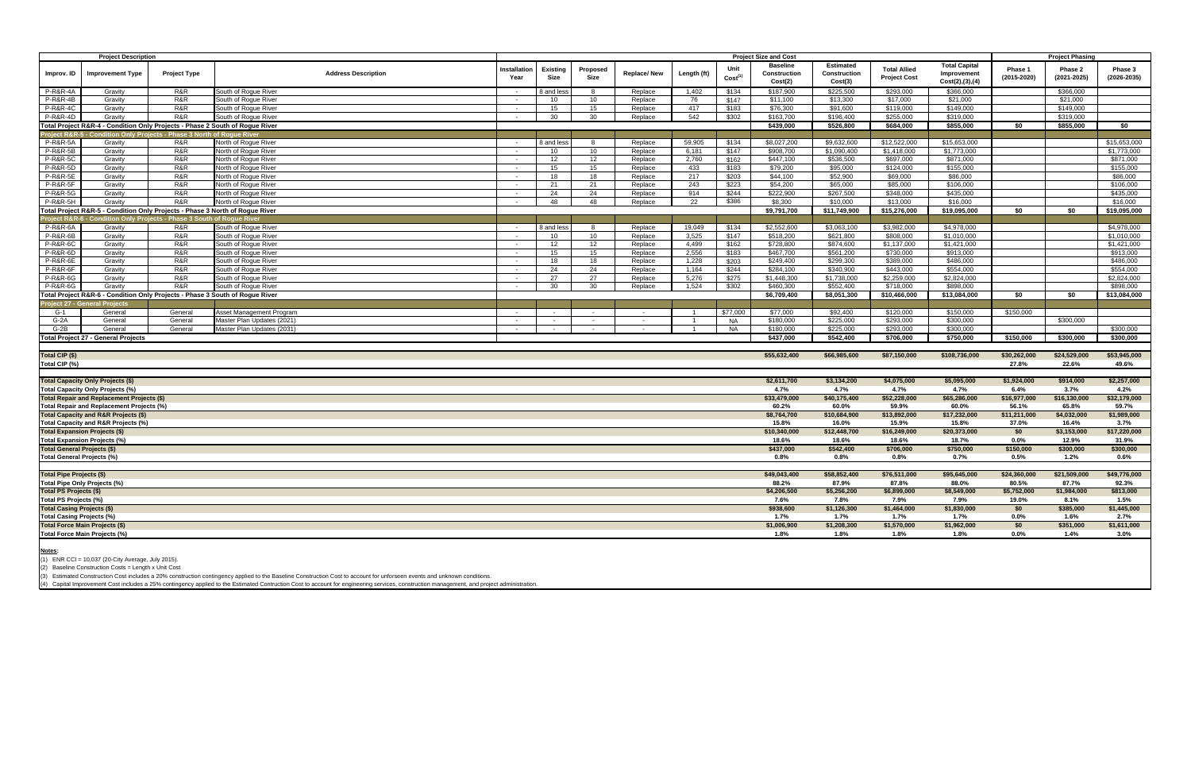| Project Description | | | | Project Size and Cost | | | | | | | | | | Project Phasing | | |
|---|---|---|---|---|---|---|---|---|---|---|---|---|---|---|---|---|
| Improv. ID | Improvement Type | Project Type | Address Description | Installation Year | Existing Size | Proposed Size | Replace/ New | Length (ft) | Unit Cost(1) | Baseline Construction Cost(2) | Estimated Construction Cost(3) | Total Allied Project Cost | Total Capital Improvement Cost(2),(3),(4) | Phase 1 (2015-2020) | Phase 2 (2021-2025) | Phase 3 (2026-2035) |
| P-R&R-4A | Gravity | R&R | South of Rogue River | - | 8 and less | 8 | Replace | 1,402 | $134 | $187,900 | $225,500 | $293,000 | $366,000 | | $366,000 | |
| P-R&R-4B | Gravity | R&R | South of Rogue River | - | 10 | 10 | Replace | 76 | $147 | $11,100 | $13,300 | $17,000 | $21,000 | | $21,000 | |
| P-R&R-4C | Gravity | R&R | South of Rogue River | - | 15 | 15 | Replace | 417 | $183 | $76,300 | $91,600 | $119,000 | $149,000 | | $149,000 | |
| P-R&R-4D | Gravity | R&R | South of Rogue River | - | 30 | 30 | Replace | 542 | $302 | $163,700 | $196,400 | $255,000 | $319,000 | | $319,000 | |
| Total Project R&R-4 - Condition Only Projects - Phase 2 South of Rogue River | | | | | | | | | | $439,000 | $526,800 | $684,000 | $855,000 | $0 | $855,000 | $0 |
| Project R&R-5 - Condition Only Projects - Phase 3 North of Rogue River | | | | | | | | | | | | | | | | |
| P-R&R-5A | Gravity | R&R | North of Rogue River | - | 8 and less | 8 | Replace | 59,905 | $134 | $8,027,200 | $9,632,600 | $12,522,000 | $15,653,000 | | | $15,653,000 |
| P-R&R-5B | Gravity | R&R | North of Rogue River | - | 10 | 10 | Replace | 6,181 | $147 | $908,700 | $1,090,400 | $1,418,000 | $1,773,000 | | | $1,773,000 |
| P-R&R-5C | Gravity | R&R | North of Rogue River | - | 12 | 12 | Replace | 2,760 | $162 | $447,100 | $536,500 | $697,000 | $871,000 | | | $871,000 |
| P-R&R-5D | Gravity | R&R | North of Rogue River | - | 15 | 15 | Replace | 433 | $183 | $79,200 | $95,000 | $124,000 | $155,000 | | | $155,000 |
| P-R&R-5E | Gravity | R&R | North of Rogue River | - | 18 | 18 | Replace | 217 | $203 | $44,100 | $52,900 | $69,000 | $86,000 | | | $86,000 |
| P-R&R-5F | Gravity | R&R | North of Rogue River | - | 21 | 21 | Replace | 243 | $223 | $54,200 | $65,000 | $85,000 | $106,000 | | | $106,000 |
| P-R&R-5G | Gravity | R&R | North of Rogue River | - | 24 | 24 | Replace | 914 | $244 | $222,900 | $267,500 | $348,000 | $435,000 | | | $435,000 |
| P-R&R-5H | Gravity | R&R | North of Rogue River | - | 48 | 48 | Replace | 22 | $386 | $8,300 | $10,000 | $13,000 | $16,000 | | | $16,000 |
| Total Project R&R-5 - Condition Only Projects - Phase 3 North of Rogue River | | | | | | | | | | $9,791,700 | $11,749,900 | $15,276,000 | $19,095,000 | $0 | $0 | $19,095,000 |
| Project R&R-6 - Condition Only Projects - Phase 3 South of Rogue River | | | | | | | | | | | | | | | | |
| P-R&R-6A | Gravity | R&R | South of Rogue River | - | 8 and less | 8 | Replace | 19,049 | $134 | $2,552,600 | $3,063,100 | $3,982,000 | $4,978,000 | | | $4,978,000 |
| P-R&R-6B | Gravity | R&R | South of Rogue River | - | 10 | 10 | Replace | 3,525 | $147 | $518,200 | $621,800 | $808,000 | $1,010,000 | | | $1,010,000 |
| P-R&R-6C | Gravity | R&R | South of Rogue River | - | 12 | 12 | Replace | 4,499 | $162 | $728,800 | $874,600 | $1,137,000 | $1,421,000 | | | $1,421,000 |
| P-R&R-6D | Gravity | R&R | South of Rogue River | - | 15 | 15 | Replace | 2,556 | $183 | $467,700 | $561,200 | $730,000 | $913,000 | | | $913,000 |
| P-R&R-6E | Gravity | R&R | South of Rogue River | - | 18 | 18 | Replace | 1,228 | $203 | $249,400 | $299,300 | $389,000 | $486,000 | | | $486,000 |
| P-R&R-6F | Gravity | R&R | South of Rogue River | - | 24 | 24 | Replace | 1,164 | $244 | $284,100 | $340,900 | $443,000 | $554,000 | | | $554,000 |
| P-R&R-6G | Gravity | R&R | South of Rogue River | - | 27 | 27 | Replace | 5,276 | $275 | $1,448,300 | $1,738,000 | $2,259,000 | $2,824,000 | | | $2,824,000 |
| P-R&R-6G | Gravity | R&R | South of Rogue River | - | 30 | 30 | Replace | 1,524 | $302 | $460,300 | $552,400 | $718,000 | $898,000 | | | $898,000 |
| Total Project R&R-6 - Condition Only Projects - Phase 3 South of Rogue River | | | | | | | | | | $6,709,400 | $8,051,300 | $10,466,000 | $13,084,000 | $0 | $0 | $13,084,000 |
| Project 27 - General Projects | | | | | | | | | | | | | | | | |
| G-1 | General | General | Asset Management Program | - | - | - | - | 1 | $77,000 | $77,000 | $92,400 | $120,000 | $150,000 | $150,000 | | |
| G-2A | General | General | Master Plan Updates (2021) | - | - | - | - | 1 | NA | $180,000 | $225,000 | $293,000 | $300,000 | | $300,000 | |
| G-2B | General | General | Master Plan Updates (2031) | - | - | - | - | 1 | NA | $180,000 | $225,000 | $293,000 | $300,000 | | | $300,000 |
| Total Project 27 - General Projects | | | | | | | | | | $437,000 | $542,400 | $706,000 | $750,000 | $150,000 | $300,000 | $300,000 |
| Total CIP ($) | | | | | | | | | | $55,632,400 | $66,985,600 | $87,150,000 | $108,736,000 | $30,262,000 | $24,529,000 | $53,945,000 |
| Total CIP (%) | | | | | | | | | | | | | | 27.8% | 22.6% | 49.6% |
| Total Capacity Only Projects ($) | | | | | | | | | | $2,611,700 | $3,134,200 | $4,075,000 | $5,095,000 | $1,924,000 | $914,000 | $2,257,000 |
| Total Capacity Only Projects (%) | | | | | | | | | | 4.7% | 4.7% | 4.7% | 4.7% | 6.4% | 3.7% | 4.2% |
| Total Repair and Replacement Projects ($) | | | | | | | | | | $33,479,000 | $40,175,400 | $52,228,000 | $65,286,000 | $16,977,000 | $16,130,000 | $32,179,000 |
| Total Repair and Replacement Projects (%) | | | | | | | | | | 60.2% | 60.0% | 59.9% | 60.0% | 56.1% | 65.8% | 59.7% |
| Total Capacity and R&R Projects ($) | | | | | | | | | | $8,764,700 | $10,684,900 | $13,892,000 | $17,232,000 | $11,211,000 | $4,032,000 | $1,989,000 |
| Total Capacity and R&R Projects (%) | | | | | | | | | | 15.8% | 16.0% | 15.9% | 15.8% | 37.0% | 16.4% | 3.7% |
| Total Expansion Projects ($) | | | | | | | | | | $10,340,000 | $12,448,700 | $16,249,000 | $20,373,000 | $0 | $3,153,000 | $17,220,000 |
| Total Expansion Projects (%) | | | | | | | | | | 18.6% | 18.6% | 18.6% | 18.7% | 0.0% | 12.9% | 31.9% |
| Total General Projects ($) | | | | | | | | | | $437,000 | $542,400 | $706,000 | $750,000 | $150,000 | $300,000 | $300,000 |
| Total General Projects (%) | | | | | | | | | | 0.8% | 0.8% | 0.8% | 0.7% | 0.5% | 1.2% | 0.6% |
| Total Pipe Projects ($) | | | | | | | | | | $49,043,400 | $58,852,400 | $76,511,000 | $95,645,000 | $24,360,000 | $21,509,000 | $49,776,000 |
| Total Pipe Only Projects (%) | | | | | | | | | | 88.2% | 87.9% | 87.8% | 88.0% | 80.5% | 87.7% | 92.3% |
| Total PS Projects ($) | | | | | | | | | | $4,206,500 | $5,256,200 | $6,899,000 | $8,549,000 | $5,752,000 | $1,984,000 | $813,000 |
| Total PS Projects (%) | | | | | | | | | | 7.6% | 7.8% | 7.9% | 7.9% | 19.0% | 8.1% | 1.5% |
| Total Casing Projects ($) | | | | | | | | | | $938,600 | $1,126,300 | $1,464,000 | $1,830,000 | $0 | $385,000 | $1,445,000 |
| Total Casing Projects (%) | | | | | | | | | | 1.7% | 1.7% | 1.7% | 1.7% | 0.0% | 1.6% | 2.7% |
| Total Force Main Projects ($) | | | | | | | | | | $1,006,900 | $1,208,300 | $1,570,000 | $1,962,000 | $0 | $351,000 | $1,611,000 |
| Total Force Main Projects (%) | | | | | | | | | | 1.8% | 1.8% | 1.8% | 1.8% | 0.0% | 1.4% | 3.0% |

**Notes:**

(1) ENR CCI = 10,037 (20-City Average, July 2015).

(2) Baseline Construction Costs = Length x Unit Cost

(3) Estimated Construction Cost includes a 20% construction contingency applied to the Baseline Construction Cost to account for unforseen events and unknown conditions.

(4) Capital Improvement Cost includes a 25% contingency applied to the Estimated Contruction Cost to account for engineering services, construction management, and project administration.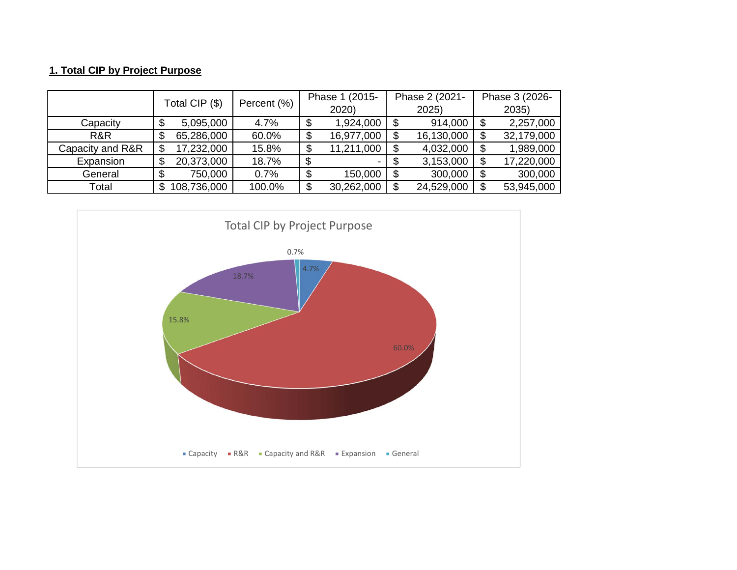## 1. Total CIP by Project Purpose

| | Total CIP ($) | Percent (%) | Phase 1 (2015-2020) | Phase 2 (2021-2025) | Phase 3 (2026-2035) |
|---|---|---|---|---|---|
| Capacity | $ 5,095,000 | 4.7% | $ 1,924,000 | $ 914,000 | $ 2,257,000 |
| R&R | $ 65,286,000 | 60.0% | $ 16,977,000 | $ 16,130,000 | $ 32,179,000 |
| Capacity and R&R | $ 17,232,000 | 15.8% | $ 11,211,000 | $ 4,032,000 | $ 1,989,000 |
| Expansion | $ 20,373,000 | 18.7% | $ - | $ 3,153,000 | $ 17,220,000 |
| General | $ 750,000 | 0.7% | $ 150,000 | $ 300,000 | $ 300,000 |
| Total | $ 108,736,000 | 100.0% | $ 30,262,000 | $ 24,529,000 | $ 53,945,000 |

Total CIP by Project Purpose

- Capacity: 4.7%
- R&R: 60.0%
- Capacity and R&R: 15.8%
- Expansion: 18.7%
- General: 0.7%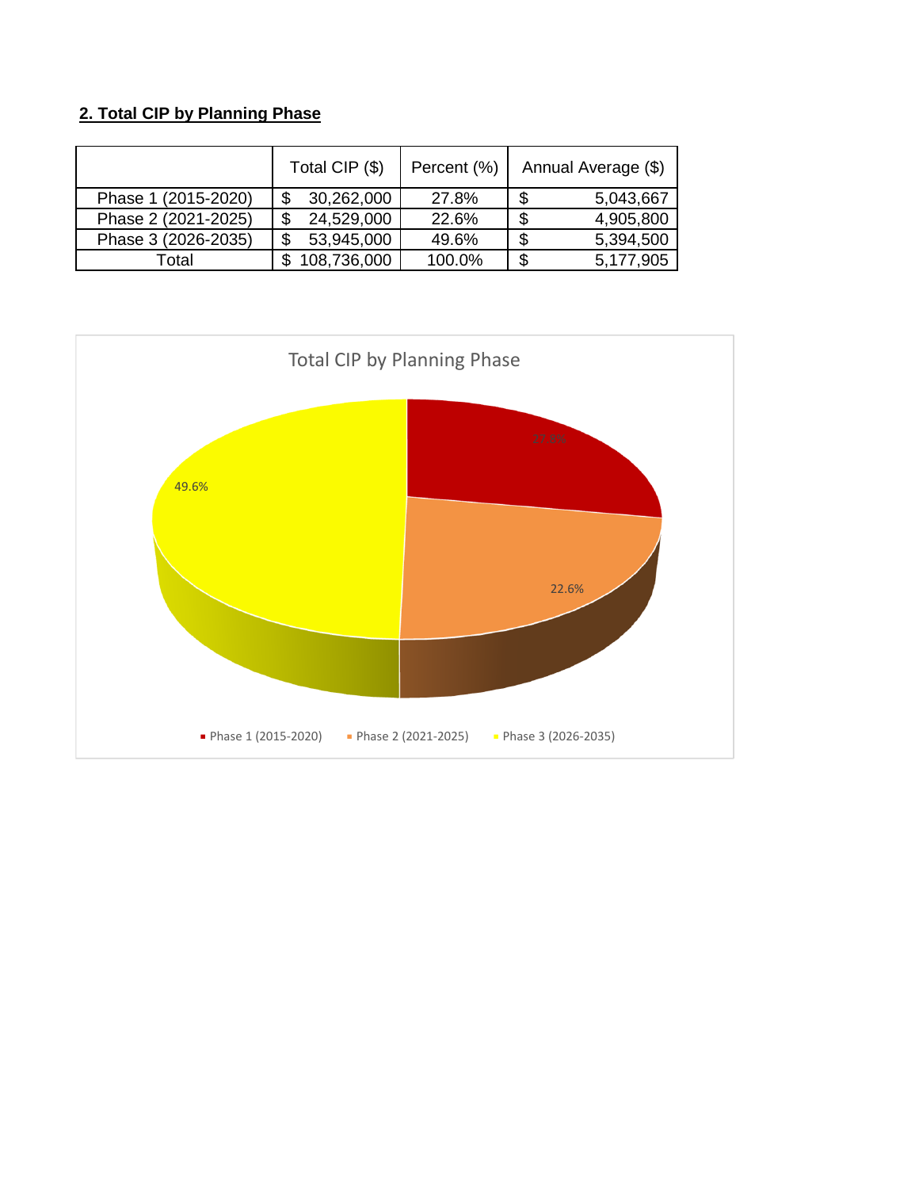## 2. Total CIP by Planning Phase

| | Total CIP ($) | Percent (%) | Annual Average ($) |
|---|---|---|---|
| Phase 1 (2015-2020) | $ 30,262,000 | 27.8% | $ 5,043,667 |
| Phase 2 (2021-2025) | $ 24,529,000 | 22.6% | $ 4,905,800 |
| Phase 3 (2026-2035) | $ 53,945,000 | 49.6% | $ 5,394,500 |
| Total | $ 108,736,000 | 100.0% | $ 5,177,905 |

Total CIP by Planning Phase

27.8%

22.6%

49.6%

Phase 1 (2015-2020) Phase 2 (2021-2025) Phase 3 (2026-2035)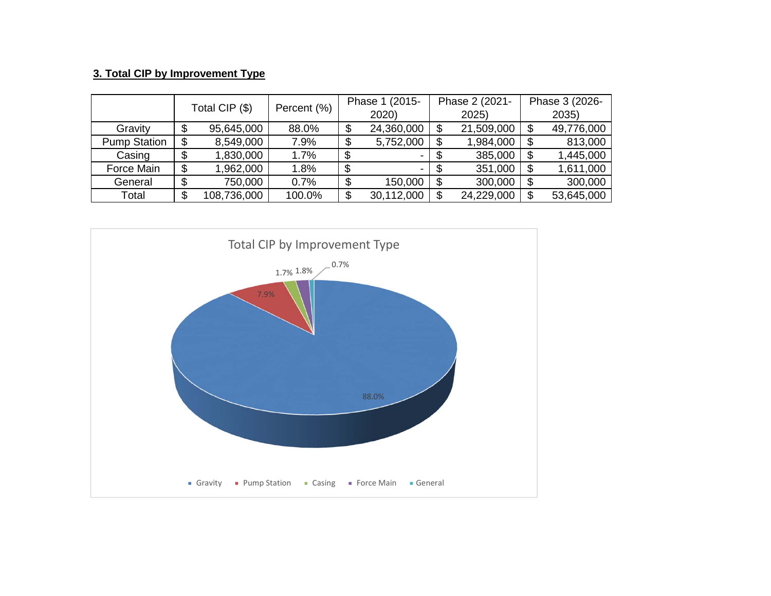### 3. Total CIP by Improvement Type

| | Total CIP ($) | Percent (%) | Phase 1 (2015-2020) | Phase 2 (2021-2025) | Phase 3 (2026-2035) |
|---|---|---|---|---|---|
| Gravity | $ 95,645,000 | 88.0% | $ 24,360,000 | $ 21,509,000 | $ 49,776,000 |
| Pump Station | $ 8,549,000 | 7.9% | $ 5,752,000 | $ 1,984,000 | $ 813,000 |
| Casing | $ 1,830,000 | 1.7% | $ - | $ 385,000 | $ 1,445,000 |
| Force Main | $ 1,962,000 | 1.8% | $ - | $ 351,000 | $ 1,611,000 |
| General | $ 750,000 | 0.7% | $ 150,000 | $ 300,000 | $ 300,000 |
| Total | $ 108,736,000 | 100.0% | $ 30,112,000 | $ 24,229,000 | $ 53,645,000 |

Total CIP by Improvement Type

88.0%
7.9%
1.7%
1.8%
0.7%

Gravity
Pump Station
Casing
Force Main
General